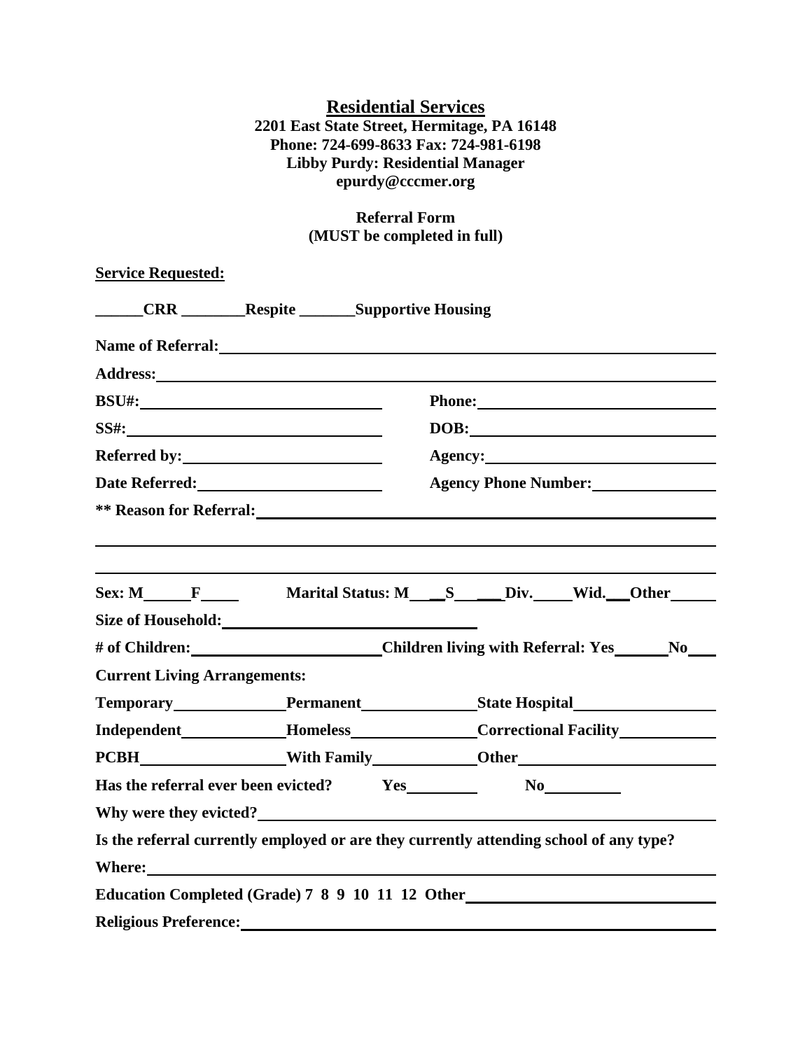**Residential Services**
**2201 East State Street, Hermitage, PA 16148**
**Phone: 724-699-8633 Fax: 724-981-6198**
**Libby Purdy: Residential Manager**
**epurdy@cccmer.org**

**Referral Form**
**(MUST be completed in full)**

**Service Requested:**

**______CRR ________Respite _______Supportive Housing**

**Name of Referral:** ______________________________

**Address:** ______________________________

**BSU#:** ______________ **Phone:** ______________

**SS#:** ______________ **DOB:** ______________

**Referred by:** ______________ **Agency:** ______________

**Date Referred:** ______________ **Agency Phone Number:** ______________

**** Reason for Referral:** ______________________________

______________________________

______________________________

**Sex: M______F_____ Marital Status: M____S____Div._____Wid.___Other______**

**Size of Household:** ______________

**# of Children:** ______________ **Children living with Referral: Yes______No___**

**Current Living Arrangements:**

**Temporary**______________ **Permanent**______________ **State Hospital**______________

**Independent**______________ **Homeless**______________ **Correctional Facility**______________

**PCBH**______________ **With Family**______________ **Other**______________

**Has the referral ever been evicted? Yes__________ No__________**

**Why were they evicted?** ______________________________

**Is the referral currently employed or are they currently attending school of any type?**

**Where:** ______________________________

**Education Completed (Grade) 7 8 9 10 11 12 Other**______________

**Religious Preference:** ______________________________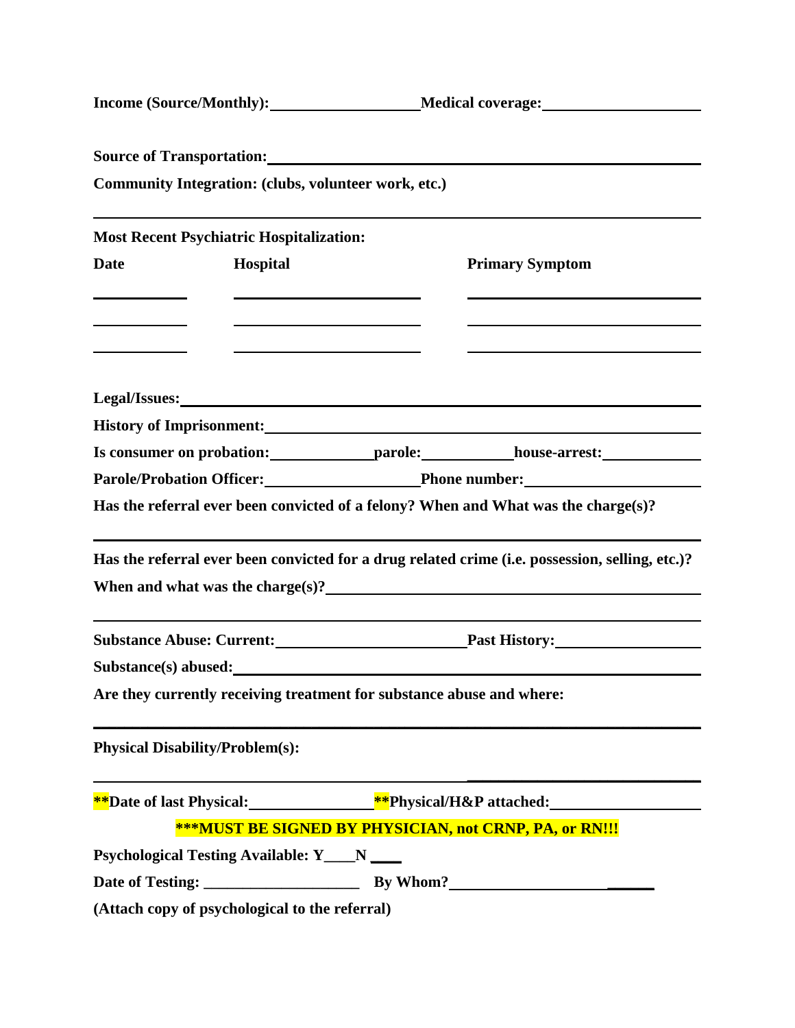**Income (Source/Monthly):**\_\_\_\_\_\_\_\_\_\_\_\_\_\_\_\_\_\_\_\_ **Medical coverage:**\_\_\_\_\_\_\_\_\_\_\_\_\_\_\_\_\_\_\_\_

**Source of Transportation:**\_\_\_\_\_\_\_\_\_\_\_\_\_\_\_\_\_\_\_\_\_\_\_\_\_\_\_\_\_\_\_\_\_\_\_\_\_\_\_\_\_\_\_\_\_\_\_\_\_\_\_\_\_\_

**Community Integration: (clubs, volunteer work, etc.)**

\_\_\_\_\_\_\_\_\_\_\_\_\_\_\_\_\_\_\_\_\_\_\_\_\_\_\_\_\_\_\_\_\_\_\_\_\_\_\_\_\_\_\_\_\_\_\_\_\_\_\_\_\_\_\_\_\_\_\_\_\_\_\_\_\_\_\_\_\_\_\_\_\_\_\_\_\_\_

**Most Recent Psychiatric Hospitalization:**

| Date | Hospital | Primary Symptom |
|---|---|---|
| | | |
| | | |
| | | |

**Legal/Issues:**\_\_\_\_\_\_\_\_\_\_\_\_\_\_\_\_\_\_\_\_\_\_\_\_\_\_\_\_\_\_\_\_\_\_\_\_\_\_\_\_\_\_\_\_\_\_\_\_\_\_\_\_\_\_\_\_\_\_\_\_\_\_\_

**History of Imprisonment:**\_\_\_\_\_\_\_\_\_\_\_\_\_\_\_\_\_\_\_\_\_\_\_\_\_\_\_\_\_\_\_\_\_\_\_\_\_\_\_\_\_\_\_\_\_\_\_\_\_\_\_\_\_

**Is consumer on probation:**\_\_\_\_\_\_\_\_\_\_\_\_\_\_**parole:**\_\_\_\_\_\_\_\_\_\_\_\_\_**house-arrest:**\_\_\_\_\_\_\_\_\_\_\_\_\_\_

**Parole/Probation Officer:**\_\_\_\_\_\_\_\_\_\_\_\_\_\_\_\_\_\_\_\_\_\_**Phone number:**\_\_\_\_\_\_\_\_\_\_\_\_\_\_\_\_\_\_\_\_\_\_\_\_

**Has the referral ever been convicted of a felony? When and What was the charge(s)?**

\_\_\_\_\_\_\_\_\_\_\_\_\_\_\_\_\_\_\_\_\_\_\_\_\_\_\_\_\_\_\_\_\_\_\_\_\_\_\_\_\_\_\_\_\_\_\_\_\_\_\_\_\_\_\_\_\_\_\_\_\_\_\_\_\_\_\_\_\_\_\_\_\_\_\_\_\_\_

**Has the referral ever been convicted for a drug related crime (i.e. possession, selling, etc.)?**

**When and what was the charge(s)?**\_\_\_\_\_\_\_\_\_\_\_\_\_\_\_\_\_\_\_\_\_\_\_\_\_\_\_\_\_\_\_\_\_\_\_\_\_\_\_\_\_\_\_\_\_\_\_\_\_\_

\_\_\_\_\_\_\_\_\_\_\_\_\_\_\_\_\_\_\_\_\_\_\_\_\_\_\_\_\_\_\_\_\_\_\_\_\_\_\_\_\_\_\_\_\_\_\_\_\_\_\_\_\_\_\_\_\_\_\_\_\_\_\_\_\_\_\_\_\_\_\_\_\_\_\_\_\_\_

**Substance Abuse: Current:**\_\_\_\_\_\_\_\_\_\_\_\_\_\_\_\_\_\_\_\_\_\_\_\_\_\_\_**Past History:**\_\_\_\_\_\_\_\_\_\_\_\_\_\_\_\_\_\_\_\_\_

**Substance(s) abused:**\_\_\_\_\_\_\_\_\_\_\_\_\_\_\_\_\_\_\_\_\_\_\_\_\_\_\_\_\_\_\_\_\_\_\_\_\_\_\_\_\_\_\_\_\_\_\_\_\_\_\_\_\_\_\_\_\_\_\_\_\_

**Are they currently receiving treatment for substance abuse and where:**

\_\_\_\_\_\_\_\_\_\_\_\_\_\_\_\_\_\_\_\_\_\_\_\_\_\_\_\_\_\_\_\_\_\_\_\_\_\_\_\_\_\_\_\_\_\_\_\_\_\_\_\_\_\_\_\_\_\_\_\_\_\_\_\_\_\_\_\_\_\_\_\_\_\_\_\_\_\_

**Physical Disability/Problem(s):**

\_\_\_\_\_\_\_\_\_\_\_\_\_\_\_\_\_\_\_\_\_\_\_\_\_\_\_\_\_\_\_\_\_\_\_\_\_\_\_\_\_\_\_\_\_\_\_\_\_\_\_\_\_\_\_\_\_\_\_\_\_\_\_\_\_\_\_\_\_\_\_\_\_\_\_\_\_\_

**\*\*Date of last Physical:**\_\_\_\_\_\_\_\_\_\_\_\_\_\_\_\_\_\_\_\_**\*\*Physical/H&P attached:**\_\_\_\_\_\_\_\_\_\_\_\_\_\_\_\_\_\_\_\_\_\_

**\*\*\*MUST BE SIGNED BY PHYSICIAN, not CRNP, PA, or RN!!!**

**Psychological Testing Available: Y\_\_\_\_N \_\_\_\_**

**Date of Testing:** \_\_\_\_\_\_\_\_\_\_\_\_\_\_\_\_\_\_\_\_ **By Whom?**\_\_\_\_\_\_\_\_\_\_\_\_\_\_\_\_\_\_\_\_\_\_\_\_\_\_

**(Attach copy of psychological to the referral)**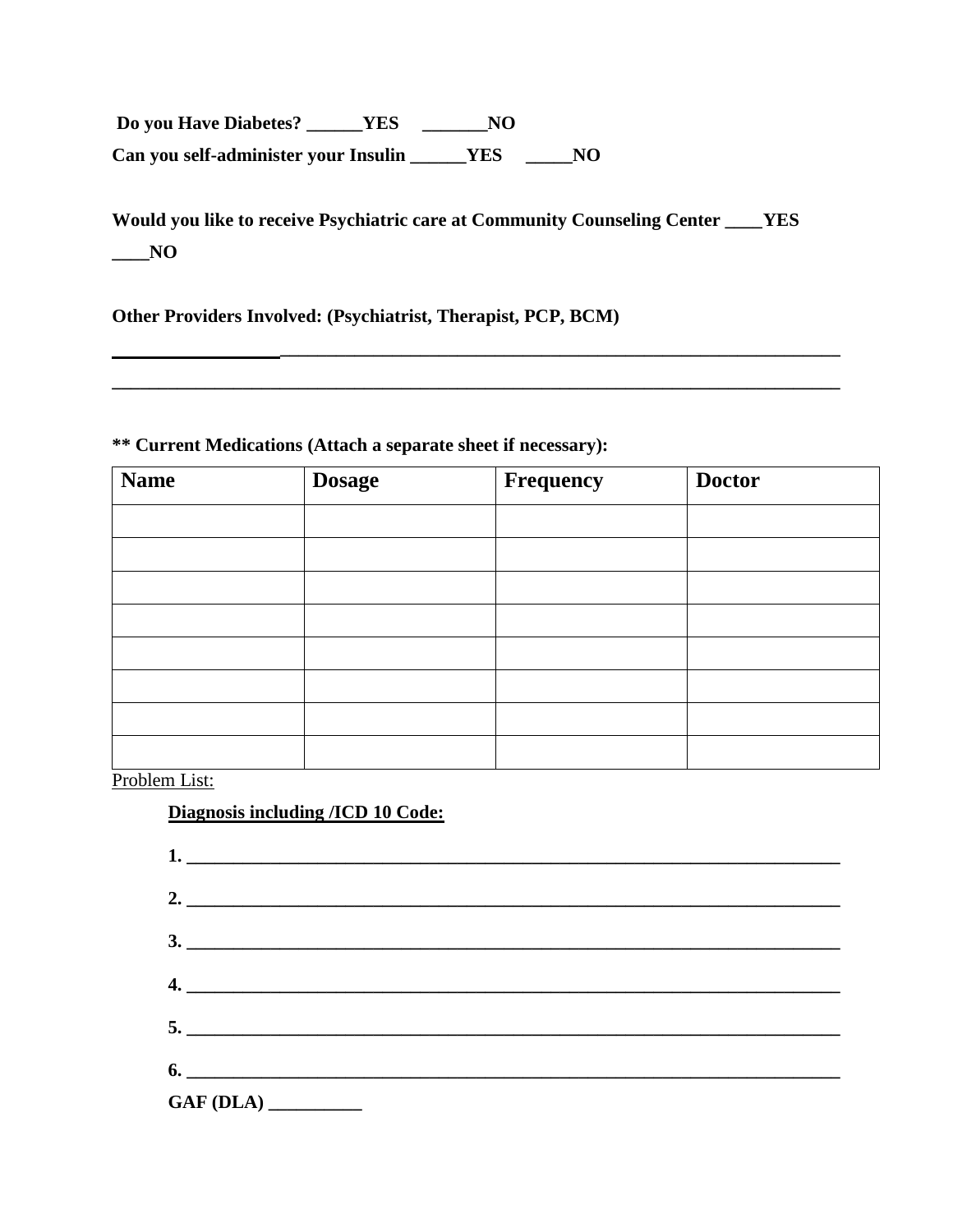**Do you Have Diabetes? ______YES _______NO**

**Can you self-administer your Insulin ______YES _____NO**

**Would you like to receive Psychiatric care at Community Counseling Center ____YES ____NO**

**Other Providers Involved: (Psychiatrist, Therapist, PCP, BCM)**

**___________________________________________________________________________**

**___________________________________________________________________________**

**** Current Medications (Attach a separate sheet if necessary):**

| Name | Dosage | Frequency | Doctor |
|---|---|---|---|
| | | | |
| | | | |
| | | | |
| | | | |
| | | | |
| | | | |
| | | | |
| | | | |

Problem List:

**Diagnosis including /ICD 10 Code:**

**1. ____________________________________________________________________**

**2. ____________________________________________________________________**

**3. ____________________________________________________________________**

**4. ____________________________________________________________________**

**5. ____________________________________________________________________**

**6. ____________________________________________________________________**

**GAF (DLA) __________**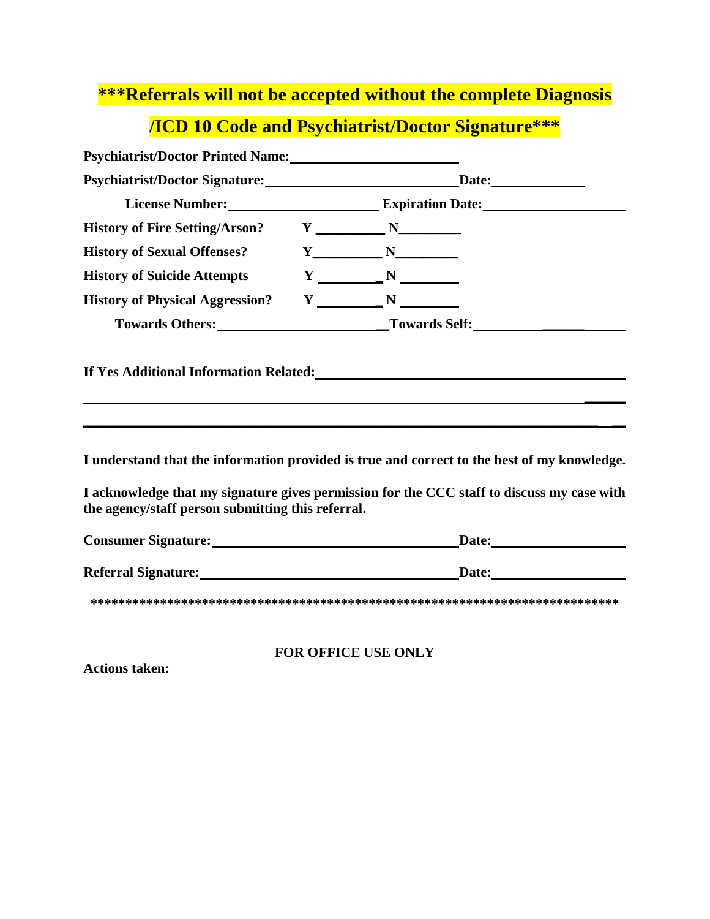**\*\*\*Referrals will not be accepted without the complete Diagnosis /ICD 10 Code and Psychiatrist/Doctor Signature\*\*\***

**Psychiatrist/Doctor Printed Name:** ______________________

**Psychiatrist/Doctor Signature:** ______________________ **Date:** ____________

**License Number:** ____________________ **Expiration Date:** ____________________

**History of Fire Setting/Arson?** **Y** _________ **N**_________

**History of Sexual Offenses?** **Y**_________ **N**_________

**History of Suicide Attempts** **Y** _________ **N** _________

**History of Physical Aggression?** **Y** _________ **N** _________

**Towards Others:** ____________________ **Towards Self:** ____________________

**If Yes Additional Information Related:** ________________________________________

______________________________________________________________________

______________________________________________________________________

**I understand that the information provided is true and correct to the best of my knowledge.**

**I acknowledge that my signature gives permission for the CCC staff to discuss my case with the agency/staff person submitting this referral.**

**Consumer Signature:** ______________________________ **Date:** __________________

**Referral Signature:** ______________________________ **Date:** __________________

\*\*\*\*\*\*\*\*\*\*\*\*\*\*\*\*\*\*\*\*\*\*\*\*\*\*\*\*\*\*\*\*\*\*\*\*\*\*\*\*\*\*\*\*\*\*\*\*\*\*\*\*\*\*\*\*\*\*\*\*\*\*\*\*\*\*\*\*\*\*\*\*\*\*\*\*\*\*

**FOR OFFICE USE ONLY**

**Actions taken:**